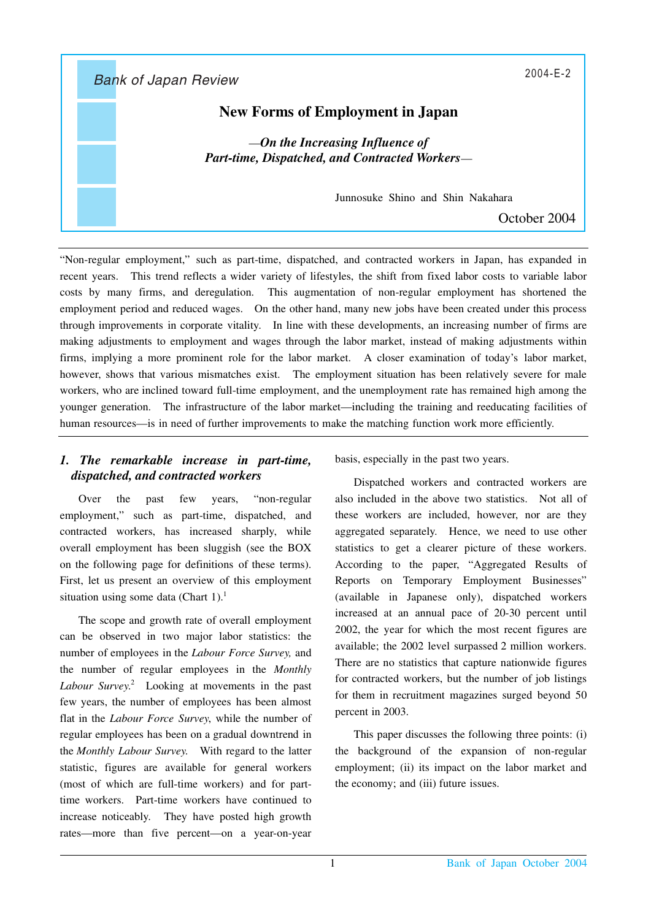Bank of Japan Review

2004-E-2

# New Forms of Employment in Japan

*—On the Increasing Influence of Part-time, Dispatched, and Contracted Workers—*

Junnosuke Shino and Shin Nakahara

October 2004

"Non-regular employment," such as part-time, dispatched, and contracted workers in Japan, has expanded in recent years. This trend reflects a wider variety of lifestyles, the shift from fixed labor costs to variable labor costs by many firms, and deregulation. This augmentation of non-regular employment has shortened the employment period and reduced wages. On the other hand, many new jobs have been created under this process through improvements in corporate vitality. In line with these developments, an increasing number of firms are making adjustments to employment and wages through the labor market, instead of making adjustments within firms, implying a more prominent role for the labor market. A closer examination of today's labor market, however, shows that various mismatches exist. The employment situation has been relatively severe for male workers, who are inclined toward full-time employment, and the unemployment rate has remained high among the younger generation. The infrastructure of the labor market—including the training and reeducating facilities of human resources—is in need of further improvements to make the matching function work more efficiently.

## *1. The remarkable increase in part-time, dispatched, and contracted workers*

Over the past few years, "non-regular employment," such as part-time, dispatched, and contracted workers, has increased sharply, while overall employment has been sluggish (see the BOX on the following page for definitions of these terms). First, let us present an overview of this employment situation using some data (Chart 1).[1]

The scope and growth rate of overall employment can be observed in two major labor statistics: the number of employees in the *Labour Force Survey,* and the number of regular employees in the *Monthly Labour Survey*.[2] Looking at movements in the past few years, the number of employees has been almost flat in the *Labour Force Survey*, while the number of regular employees has been on a gradual downtrend in the *Monthly Labour Survey*. With regard to the latter statistic, figures are available for general workers (most of which are full-time workers) and for part-time workers. Part-time workers have continued to increase noticeably. They have posted high growth rates—more than five percent—on a year-on-year basis, especially in the past two years.

Dispatched workers and contracted workers are also included in the above two statistics. Not all of these workers are included, however, nor are they aggregated separately. Hence, we need to use other statistics to get a clearer picture of these workers. According to the paper, "Aggregated Results of Reports on Temporary Employment Businesses" (available in Japanese only), dispatched workers increased at an annual pace of 20-30 percent until 2002, the year for which the most recent figures are available; the 2002 level surpassed 2 million workers. There are no statistics that capture nationwide figures for contracted workers, but the number of job listings for them in recruitment magazines surged beyond 50 percent in 2003.

This paper discusses the following three points: (i) the background of the expansion of non-regular employment; (ii) its impact on the labor market and the economy; and (iii) future issues.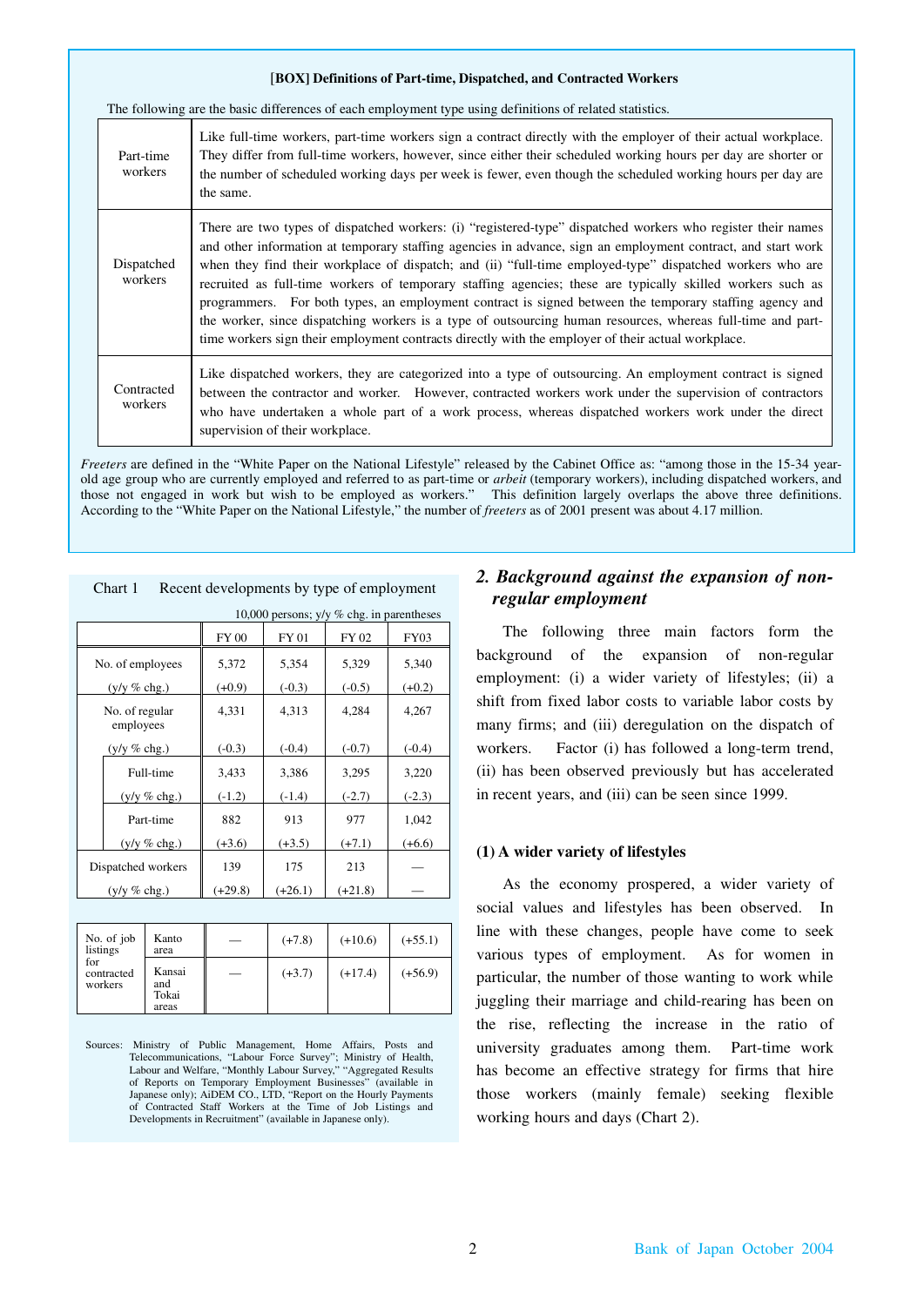**[BOX] Definitions of Part-time, Dispatched, and Contracted Workers**

The following are the basic differences of each employment type using definitions of related statistics.

| | |
|---|---|
| Part-time workers | Like full-time workers, part-time workers sign a contract directly with the employer of their actual workplace. They differ from full-time workers, however, since either their scheduled working hours per day are shorter or the number of scheduled working days per week is fewer, even though the scheduled working hours per day are the same. |
| Dispatched workers | There are two types of dispatched workers: (i) "registered-type" dispatched workers who register their names and other information at temporary staffing agencies in advance, sign an employment contract, and start work when they find their workplace of dispatch; and (ii) "full-time employed-type" dispatched workers who are recruited as full-time workers of temporary staffing agencies; these are typically skilled workers such as programmers. For both types, an employment contract is signed between the temporary staffing agency and the worker, since dispatching workers is a type of outsourcing human resources, whereas full-time and part-time workers sign their employment contracts directly with the employer of their actual workplace. |
| Contracted workers | Like dispatched workers, they are categorized into a type of outsourcing. An employment contract is signed between the contractor and worker. However, contracted workers work under the supervision of contractors who have undertaken a whole part of a work process, whereas dispatched workers work under the direct supervision of their workplace. |

*Freeters* are defined in the "White Paper on the National Lifestyle" released by the Cabinet Office as: "among those in the 15-34 year-old age group who are currently employed and referred to as part-time or *arbeit* (temporary workers), including dispatched workers, and those not engaged in work but wish to be employed as workers." This definition largely overlaps the above three definitions. According to the "White Paper on the National Lifestyle," the number of *freeters* as of 2001 present was about 4.17 million.

Chart 1 Recent developments by type of employment

10,000 persons; y/y % chg. in parentheses

| | | FY 00 | FY 01 | FY 02 | FY03 |
|---|---|---|---|---|---|
| No. of employees | | 5,372 | 5,354 | 5,329 | 5,340 |
| (y/y % chg.) | | (+0.9) | (-0.3) | (-0.5) | (+0.2) |
| No. of regular employees | | 4,331 | 4,313 | 4,284 | 4,267 |
| (y/y % chg.) | | (-0.3) | (-0.4) | (-0.7) | (-0.4) |
| | Full-time | 3,433 | 3,386 | 3,295 | 3,220 |
| | (y/y % chg.) | (-1.2) | (-1.4) | (-2.7) | (-2.3) |
| | Part-time | 882 | 913 | 977 | 1,042 |
| | (y/y % chg.) | (+3.6) | (+3.5) | (+7.1) | (+6.6) |
| Dispatched workers | | 139 | 175 | 213 | — |
| (y/y % chg.) | | (+29.8) | (+26.1) | (+21.8) | — |
| No. of job listings for contracted workers | Kanto area | — | (+7.8) | (+10.6) | (+55.1) |
| | Kansai and Tokai areas | — | (+3.7) | (+17.4) | (+56.9) |

Sources: Ministry of Public Management, Home Affairs, Posts and Telecommunications, "Labour Force Survey"; Ministry of Health, Labour and Welfare, "Monthly Labour Survey," "Aggregated Results of Reports on Temporary Employment Businesses" (available in Japanese only); AiDEM CO., LTD, "Report on the Hourly Payments of Contracted Staff Workers at the Time of Job Listings and Developments in Recruitment" (available in Japanese only).

## *2. Background against the expansion of non-regular employment*

The following three main factors form the background of the expansion of non-regular employment: (i) a wider variety of lifestyles; (ii) a shift from fixed labor costs to variable labor costs by many firms; and (iii) deregulation on the dispatch of workers. Factor (i) has followed a long-term trend, (ii) has been observed previously but has accelerated in recent years, and (iii) can be seen since 1999.

### (1) A wider variety of lifestyles

As the economy prospered, a wider variety of social values and lifestyles has been observed. In line with these changes, people have come to seek various types of employment. As for women in particular, the number of those wanting to work while juggling their marriage and child-rearing has been on the rise, reflecting the increase in the ratio of university graduates among them. Part-time work has become an effective strategy for firms that hire those workers (mainly female) seeking flexible working hours and days (Chart 2).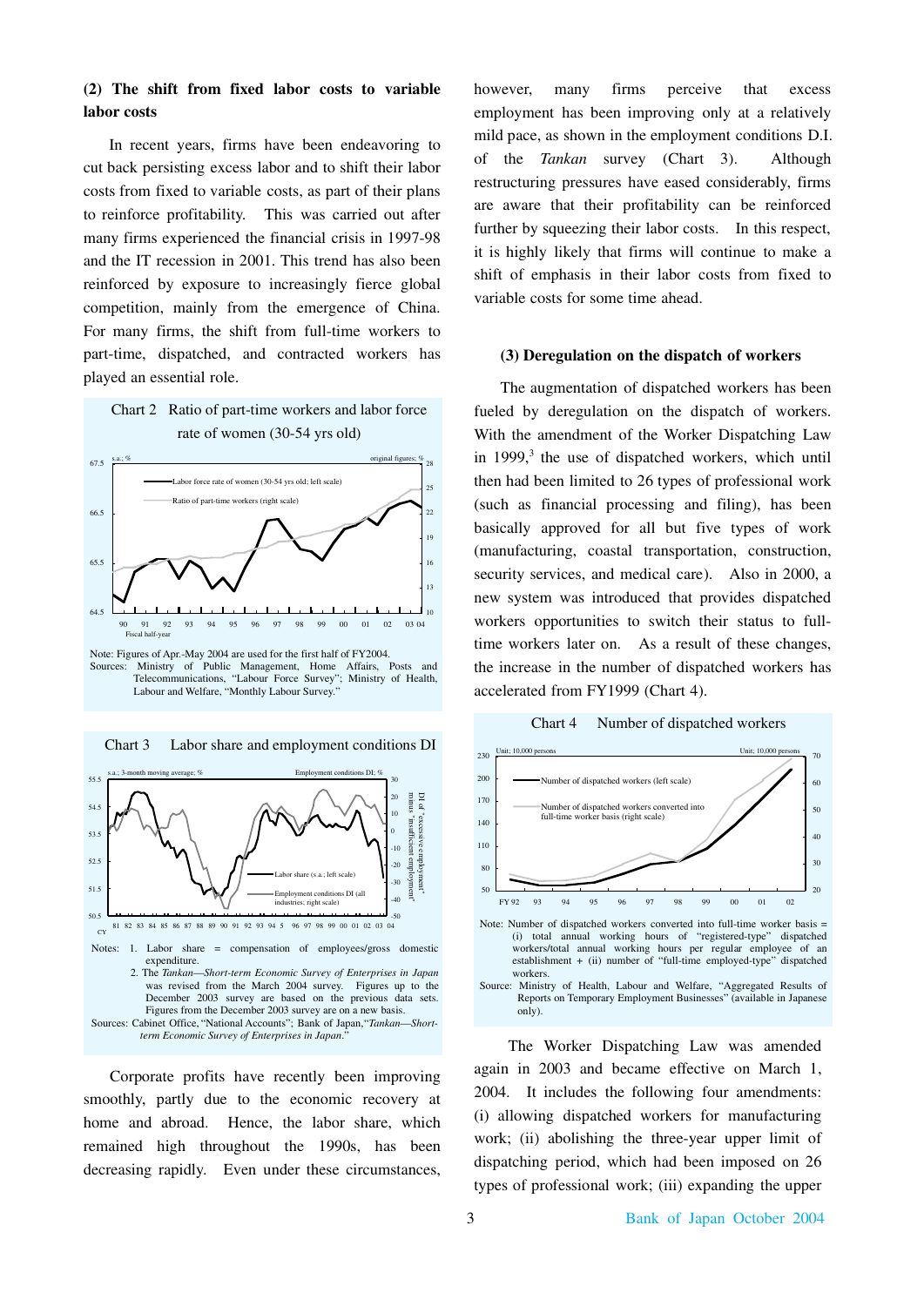**(2) The shift from fixed labor costs to variable labor costs**

In recent years, firms have been endeavoring to cut back persisting excess labor and to shift their labor costs from fixed to variable costs, as part of their plans to reinforce profitability. This was carried out after many firms experienced the financial crisis in 1997-98 and the IT recession in 2001. This trend has also been reinforced by exposure to increasingly fierce global competition, mainly from the emergence of China. For many firms, the shift from full-time workers to part-time, dispatched, and contracted workers has played an essential role.

Chart 2 Ratio of part-time workers and labor force rate of women (30-54 yrs old)

Note: Figures of Apr.-May 2004 are used for the first half of FY2004.
Sources: Ministry of Public Management, Home Affairs, Posts and Telecommunications, "Labour Force Survey"; Ministry of Health, Labour and Welfare, "Monthly Labour Survey."

Chart 3 Labor share and employment conditions DI

Notes: 1. Labor share = compensation of employees/gross domestic expenditure.
2. The *Tankan—Short-term Economic Survey of Enterprises in Japan* was revised from the March 2004 survey. Figures up to the December 2003 survey are based on the previous data sets. Figures from the December 2003 survey are on a new basis.
Sources: Cabinet Office, "National Accounts"; Bank of Japan, "*Tankan—Short-term Economic Survey of Enterprises in Japan*."

Corporate profits have recently been improving smoothly, partly due to the economic recovery at home and abroad. Hence, the labor share, which remained high throughout the 1990s, has been decreasing rapidly. Even under these circumstances, however, many firms perceive that excess employment has been improving only at a relatively mild pace, as shown in the employment conditions D.I. of the *Tankan* survey (Chart 3). Although restructuring pressures have eased considerably, firms are aware that their profitability can be reinforced further by squeezing their labor costs. In this respect, it is highly likely that firms will continue to make a shift of emphasis in their labor costs from fixed to variable costs for some time ahead.

**(3) Deregulation on the dispatch of workers**

The augmentation of dispatched workers has been fueled by deregulation on the dispatch of workers. With the amendment of the Worker Dispatching Law in 1999,[3] the use of dispatched workers, which until then had been limited to 26 types of professional work (such as financial processing and filing), has been basically approved for all but five types of work (manufacturing, coastal transportation, construction, security services, and medical care). Also in 2000, a new system was introduced that provides dispatched workers opportunities to switch their status to full-time workers later on. As a result of these changes, the increase in the number of dispatched workers has accelerated from FY1999 (Chart 4).

Chart 4 Number of dispatched workers

Note: Number of dispatched workers converted into full-time worker basis = (i) total annual working hours of "registered-type" dispatched workers/total annual working hours per regular employee of an establishment + (ii) number of "full-time employed-type" dispatched workers.
Source: Ministry of Health, Labour and Welfare, "Aggregated Results of Reports on Temporary Employment Businesses" (available in Japanese only).

The Worker Dispatching Law was amended again in 2003 and became effective on March 1, 2004. It includes the following four amendments: (i) allowing dispatched workers for manufacturing work; (ii) abolishing the three-year upper limit of dispatching period, which had been imposed on 26 types of professional work; (iii) expanding the upper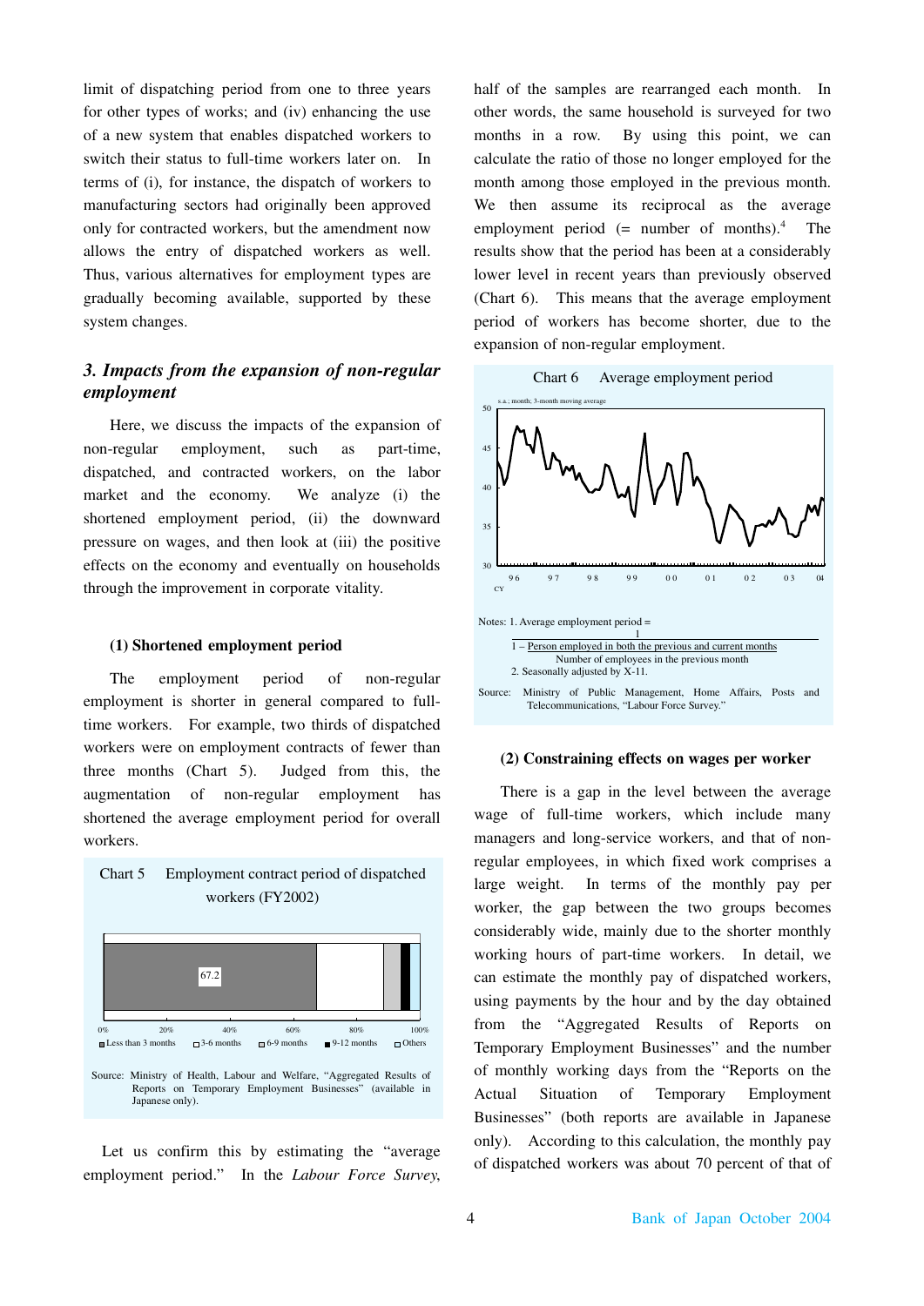limit of dispatching period from one to three years for other types of works; and (iv) enhancing the use of a new system that enables dispatched workers to switch their status to full-time workers later on. In terms of (i), for instance, the dispatch of workers to manufacturing sectors had originally been approved only for contracted workers, but the amendment now allows the entry of dispatched workers as well. Thus, various alternatives for employment types are gradually becoming available, supported by these system changes.

### *3. Impacts from the expansion of non-regular employment*

Here, we discuss the impacts of the expansion of non-regular employment, such as part-time, dispatched, and contracted workers, on the labor market and the economy. We analyze (i) the shortened employment period, (ii) the downward pressure on wages, and then look at (iii) the positive effects on the economy and eventually on households through the improvement in corporate vitality.

#### (1) Shortened employment period

The employment period of non-regular employment is shorter in general compared to full-time workers. For example, two thirds of dispatched workers were on employment contracts of fewer than three months (Chart 5). Judged from this, the augmentation of non-regular employment has shortened the average employment period for overall workers.

Chart 5 Employment contract period of dispatched workers (FY2002)

Less than 3 months: 67.2

Legend: Less than 3 months; 3-6 months; 6-9 months; 9-12 months; Others

Source: Ministry of Health, Labour and Welfare, "Aggregated Results of Reports on Temporary Employment Businesses" (available in Japanese only).

Let us confirm this by estimating the "average employment period." In the *Labour Force Survey*, half of the samples are rearranged each month. In other words, the same household is surveyed for two months in a row. By using this point, we can calculate the ratio of those no longer employed for the month among those employed in the previous month. We then assume its reciprocal as the average employment period (= number of months).[4] The results show that the period has been at a considerably lower level in recent years than previously observed (Chart 6). This means that the average employment period of workers has become shorter, due to the expansion of non-regular employment.

Chart 6 Average employment period

s.a.; month; 3-month moving average

Notes: 1. Average employment period =

$$\frac{1}{1 - \frac{\text{Person employed in both the previous and current months}}{\text{Number of employees in the previous month}}}$$

2. Seasonally adjusted by X-11.

Source: Ministry of Public Management, Home Affairs, Posts and Telecommunications, "Labour Force Survey."

#### (2) Constraining effects on wages per worker

There is a gap in the level between the average wage of full-time workers, which include many managers and long-service workers, and that of non-regular employees, in which fixed work comprises a large weight. In terms of the monthly pay per worker, the gap between the two groups becomes considerably wide, mainly due to the shorter monthly working hours of part-time workers. In detail, we can estimate the monthly pay of dispatched workers, using payments by the hour and by the day obtained from the "Aggregated Results of Reports on Temporary Employment Businesses" and the number of monthly working days from the "Reports on the Actual Situation of Temporary Employment Businesses" (both reports are available in Japanese only). According to this calculation, the monthly pay of dispatched workers was about 70 percent of that of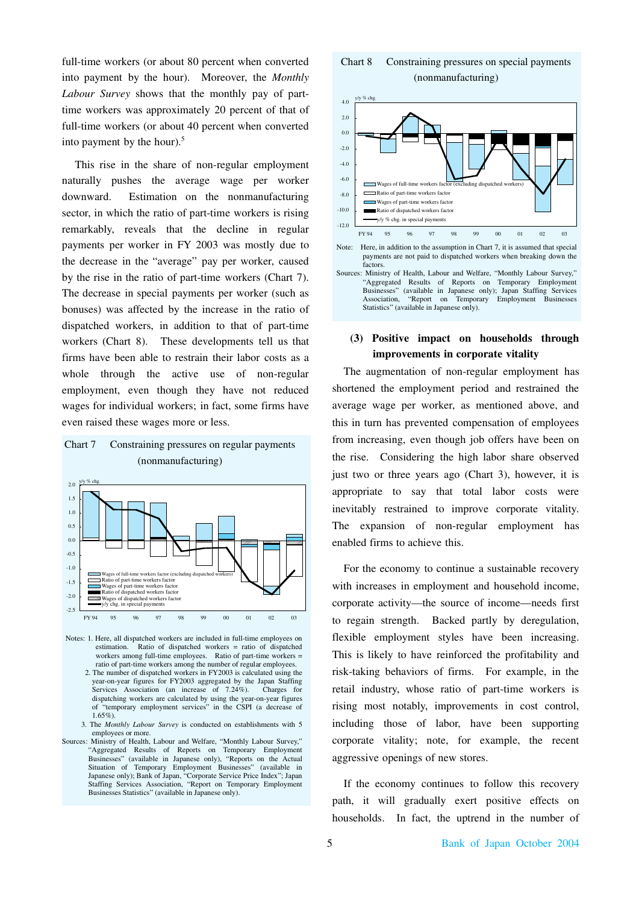full-time workers (or about 80 percent when converted into payment by the hour). Moreover, the *Monthly Labour Survey* shows that the monthly pay of part-time workers was approximately 20 percent of that of full-time workers (or about 40 percent when converted into payment by the hour).[5]

This rise in the share of non-regular employment naturally pushes the average wage per worker downward. Estimation on the nonmanufacturing sector, in which the ratio of part-time workers is rising remarkably, reveals that the decline in regular payments per worker in FY 2003 was mostly due to the decrease in the "average" pay per worker, caused by the rise in the ratio of part-time workers (Chart 7). The decrease in special payments per worker (such as bonuses) was affected by the increase in the ratio of dispatched workers, in addition to that of part-time workers (Chart 8). These developments tell us that firms have been able to restrain their labor costs as a whole through the active use of non-regular employment, even though they have not reduced wages for individual workers; in fact, some firms have even raised these wages more or less.

Chart 7 Constraining pressures on regular payments (nonmanufacturing)

Notes: 1. Here, all dispatched workers are included in full-time employees on estimation. Ratio of dispatched workers = ratio of dispatched workers among full-time employees. Ratio of part-time workers = ratio of part-time workers among the number of regular employees.
2. The number of dispatched workers in FY2003 is calculated using the year-on-year figures for FY2003 aggregated by the Japan Staffing Services Association (an increase of 7.24%). Charges for dispatching workers are calculated by using the year-on-year figures of "temporary employment services" in the CSPI (a decrease of 1.65%).
3. The *Monthly Labour Survey* is conducted on establishments with 5 employees or more.

Sources: Ministry of Health, Labour and Welfare, "Monthly Labour Survey," "Aggregated Results of Reports on Temporary Employment Businesses" (available in Japanese only), "Reports on the Actual Situation of Temporary Employment Businesses" (available in Japanese only); Bank of Japan, "Corporate Service Price Index"; Japan Staffing Services Association, "Report on Temporary Employment Businesses Statistics" (available in Japanese only).

Chart 8 Constraining pressures on special payments (nonmanufacturing)

Note: Here, in addition to the assumption in Chart 7, it is assumed that special payments are not paid to dispatched workers when breaking down the factors.

Sources: Ministry of Health, Labour and Welfare, "Monthly Labour Survey," "Aggregated Results of Reports on Temporary Employment Businesses" (available in Japanese only); Japan Staffing Services Association, "Report on Temporary Employment Businesses Statistics" (available in Japanese only).

### (3) Positive impact on households through improvements in corporate vitality

The augmentation of non-regular employment has shortened the employment period and restrained the average wage per worker, as mentioned above, and this in turn has prevented compensation of employees from increasing, even though job offers have been on the rise. Considering the high labor share observed just two or three years ago (Chart 3), however, it is appropriate to say that total labor costs were inevitably restrained to improve corporate vitality. The expansion of non-regular employment has enabled firms to achieve this.

For the economy to continue a sustainable recovery with increases in employment and household income, corporate activity—the source of income—needs first to regain strength. Backed partly by deregulation, flexible employment styles have been increasing. This is likely to have reinforced the profitability and risk-taking behaviors of firms. For example, in the retail industry, whose ratio of part-time workers is rising most notably, improvements in cost control, including those of labor, have been supporting corporate vitality; note, for example, the recent aggressive openings of new stores.

If the economy continues to follow this recovery path, it will gradually exert positive effects on households. In fact, the uptrend in the number of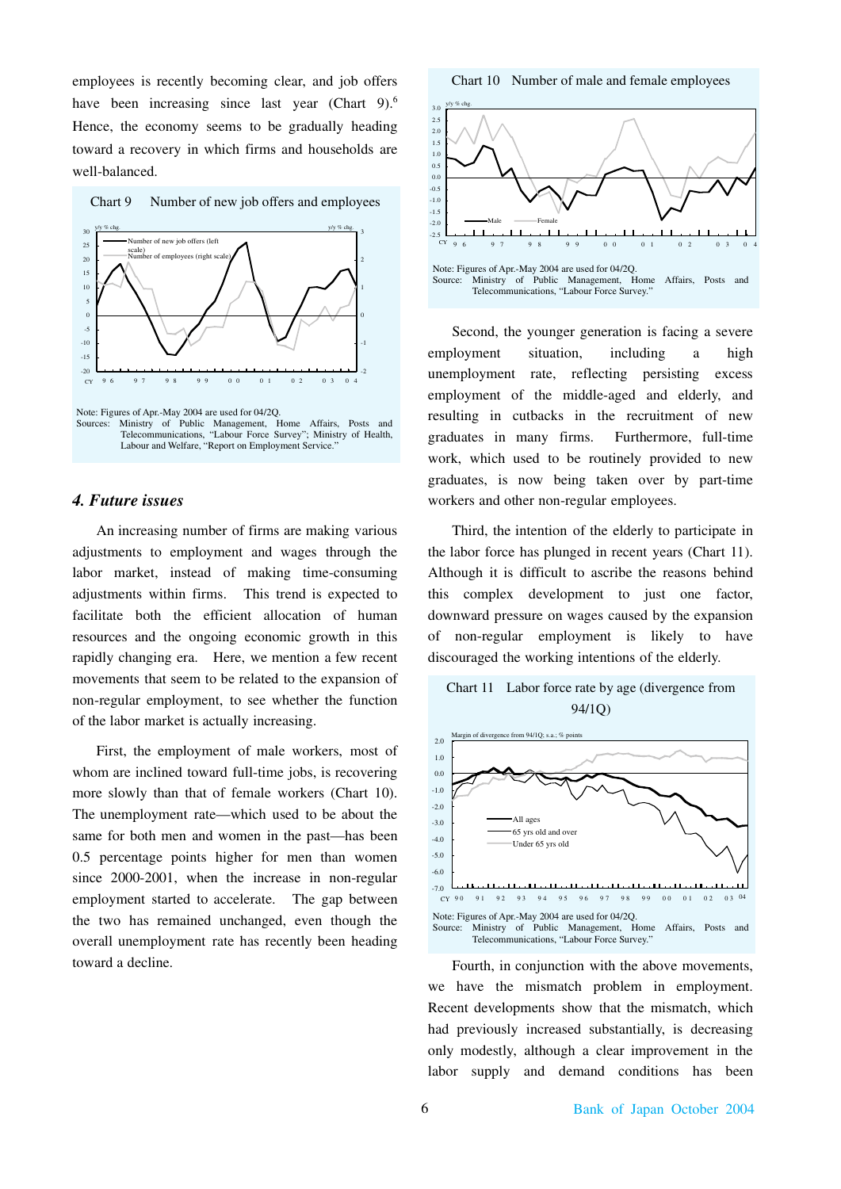employees is recently becoming clear, and job offers have been increasing since last year (Chart 9).[6] Hence, the economy seems to be gradually heading toward a recovery in which firms and households are well-balanced.

Chart 9 Number of new job offers and employees

Note: Figures of Apr.-May 2004 are used for 04/2Q.
Sources: Ministry of Public Management, Home Affairs, Posts and Telecommunications, "Labour Force Survey"; Ministry of Health, Labour and Welfare, "Report on Employment Service."

### 4. Future issues

An increasing number of firms are making various adjustments to employment and wages through the labor market, instead of making time-consuming adjustments within firms. This trend is expected to facilitate both the efficient allocation of human resources and the ongoing economic growth in this rapidly changing era. Here, we mention a few recent movements that seem to be related to the expansion of non-regular employment, to see whether the function of the labor market is actually increasing.

First, the employment of male workers, most of whom are inclined toward full-time jobs, is recovering more slowly than that of female workers (Chart 10). The unemployment rate—which used to be about the same for both men and women in the past—has been 0.5 percentage points higher for men than women since 2000-2001, when the increase in non-regular employment started to accelerate. The gap between the two has remained unchanged, even though the overall unemployment rate has recently been heading toward a decline.

Chart 10 Number of male and female employees

Note: Figures of Apr.-May 2004 are used for 04/2Q.
Source: Ministry of Public Management, Home Affairs, Posts and Telecommunications, "Labour Force Survey."

Second, the younger generation is facing a severe employment situation, including a high unemployment rate, reflecting persisting excess employment of the middle-aged and elderly, and resulting in cutbacks in the recruitment of new graduates in many firms. Furthermore, full-time work, which used to be routinely provided to new graduates, is now being taken over by part-time workers and other non-regular employees.

Third, the intention of the elderly to participate in the labor force has plunged in recent years (Chart 11). Although it is difficult to ascribe the reasons behind this complex development to just one factor, downward pressure on wages caused by the expansion of non-regular employment is likely to have discouraged the working intentions of the elderly.

Chart 11 Labor force rate by age (divergence from 94/1Q)

Note: Figures of Apr.-May 2004 are used for 04/2Q.
Source: Ministry of Public Management, Home Affairs, Posts and Telecommunications, "Labour Force Survey."

Fourth, in conjunction with the above movements, we have the mismatch problem in employment. Recent developments show that the mismatch, which had previously increased substantially, is decreasing only modestly, although a clear improvement in the labor supply and demand conditions has been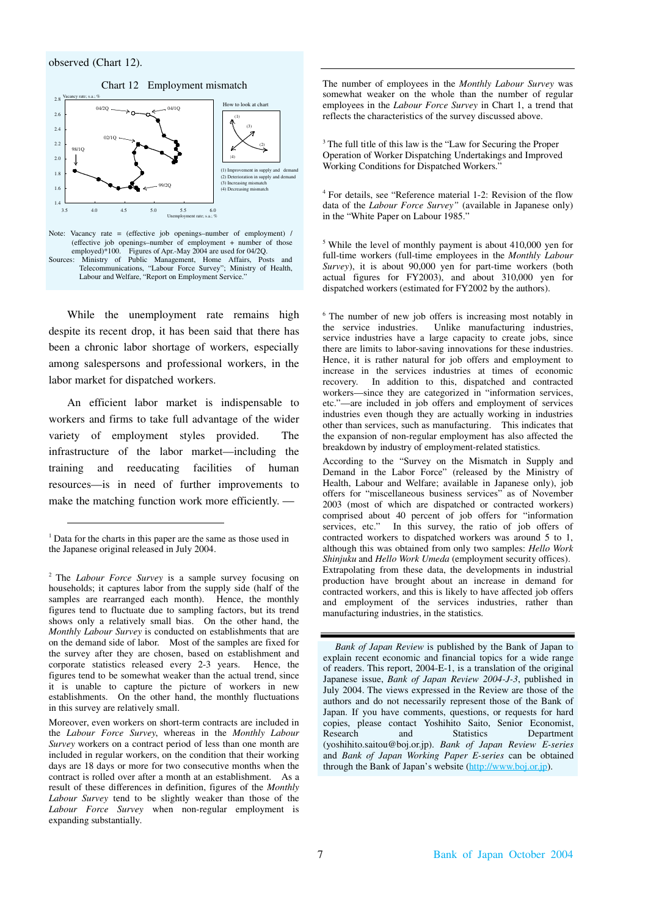observed (Chart 12).

Chart 12 Employment mismatch

Vacancy rate; s.a.; %

2.8
2.6
2.4
2.2
2.0
1.8
1.6
1.4

3.5 4.0 4.5 5.0 5.5 6.0

Unemployment rate; s.a.; %

04/2Q
04/1Q
02/1Q
98/1Q
99/2Q

How to look at chart

(1)
(2)
(3)
(4)

(1) Improvement in supply and demand
(2) Deterioration in supply and demand
(3) Increasing mismatch
(4) Decreasing mismatch

Note: Vacancy rate = (effective job openings–number of employment) / (effective job openings–number of employment + number of those employed)*100. Figures of Apr.-May 2004 are used for 04/2Q.

Sources: Ministry of Public Management, Home Affairs, Posts and Telecommunications, "Labour Force Survey"; Ministry of Health, Labour and Welfare, "Report on Employment Service."

While the unemployment rate remains high despite its recent drop, it has been said that there has been a chronic labor shortage of workers, especially among salespersons and professional workers, in the labor market for dispatched workers.

An efficient labor market is indispensable to workers and firms to take full advantage of the wider variety of employment styles provided. The infrastructure of the labor market—including the training and reeducating facilities of human resources—is in need of further improvements to make the matching function work more efficiently. —

---

[1] Data for the charts in this paper are the same as those used in the Japanese original released in July 2004.

[2] The *Labour Force Survey* is a sample survey focusing on households; it captures labor from the supply side (half of the samples are rearranged each month). Hence, the monthly figures tend to fluctuate due to sampling factors, but its trend shows only a relatively small bias. On the other hand, the *Monthly Labour Survey* is conducted on establishments that are on the demand side of labor. Most of the samples are fixed for the survey after they are chosen, based on establishment and corporate statistics released every 2-3 years. Hence, the figures tend to be somewhat weaker than the actual trend, since it is unable to capture the picture of workers in new establishments. On the other hand, the monthly fluctuations in this survey are relatively small.

Moreover, even workers on short-term contracts are included in the *Labour Force Survey*, whereas in the *Monthly Labour Survey* workers on a contract period of less than one month are included in regular workers, on the condition that their working days are 18 days or more for two consecutive months when the contract is rolled over after a month at an establishment. As a result of these differences in definition, figures of the *Monthly Labour Survey* tend to be slightly weaker than those of the *Labour Force Survey* when non-regular employment is expanding substantially.

The number of employees in the *Monthly Labour Survey* was somewhat weaker on the whole than the number of regular employees in the *Labour Force Survey* in Chart 1, a trend that reflects the characteristics of the survey discussed above.

[3] The full title of this law is the "Law for Securing the Proper Operation of Worker Dispatching Undertakings and Improved Working Conditions for Dispatched Workers."

[4] For details, see "Reference material 1-2: Revision of the flow data of the *Labour Force Survey"* (available in Japanese only) in the "White Paper on Labour 1985."

[5] While the level of monthly payment is about 410,000 yen for full-time workers (full-time employees in the *Monthly Labour Survey*), it is about 90,000 yen for part-time workers (both actual figures for FY2003), and about 310,000 yen for dispatched workers (estimated for FY2002 by the authors).

[6] The number of new job offers is increasing most notably in the service industries. Unlike manufacturing industries, service industries have a large capacity to create jobs, since there are limits to labor-saving innovations for these industries. Hence, it is rather natural for job offers and employment to increase in the services industries at times of economic recovery. In addition to this, dispatched and contracted workers—since they are categorized in "information services, etc."—are included in job offers and employment of services industries even though they are actually working in industries other than services, such as manufacturing. This indicates that the expansion of non-regular employment has also affected the breakdown by industry of employment-related statistics.

According to the "Survey on the Mismatch in Supply and Demand in the Labor Force" (released by the Ministry of Health, Labour and Welfare; available in Japanese only), job offers for "miscellaneous business services" as of November 2003 (most of which are dispatched or contracted workers) comprised about 40 percent of job offers for "information services, etc." In this survey, the ratio of job offers of contracted workers to dispatched workers was around 5 to 1, although this was obtained from only two samples: *Hello Work Shinjuku* and *Hello Work Umeda* (employment security offices). Extrapolating from these data, the developments in industrial production have brought about an increase in demand for contracted workers, and this is likely to have affected job offers and employment of the services industries, rather than manufacturing industries, in the statistics.

---

*Bank of Japan Review* is published by the Bank of Japan to explain recent economic and financial topics for a wide range of readers. This report, 2004-E-1, is a translation of the original Japanese issue, *Bank of Japan Review 2004-J-3*, published in July 2004. The views expressed in the Review are those of the authors and do not necessarily represent those of the Bank of Japan. If you have comments, questions, or requests for hard copies, please contact Yoshihito Saito, Senior Economist, Research and Statistics Department (yoshihito.saitou@boj.or.jp). *Bank of Japan Review E-series* and *Bank of Japan Working Paper E-series* can be obtained through the Bank of Japan's website (http://www.boj.or.jp).